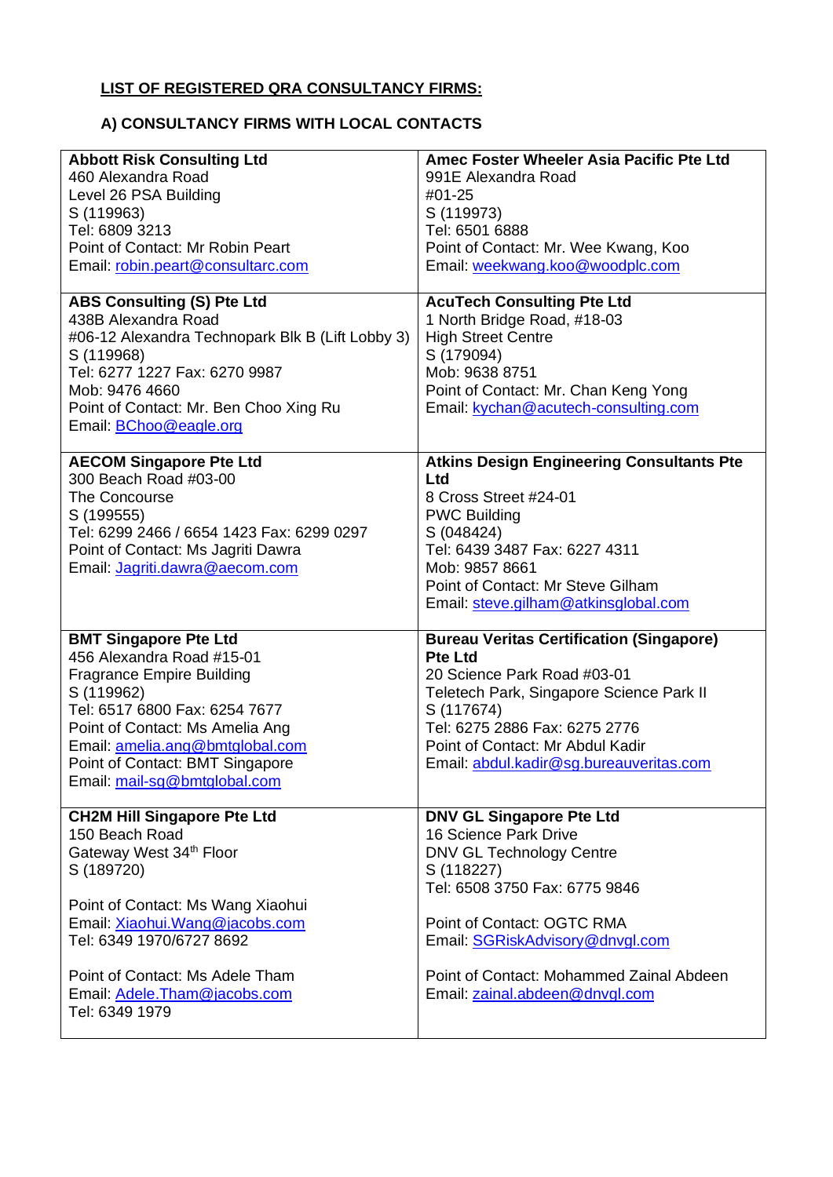**<u>LIST OF REGISTERED QRA CONSULTANCY FIRMS:</u>**

**A) CONSULTANCY FIRMS WITH LOCAL CONTACTS**

| | |
|---|---|
| **Abbott Risk Consulting Ltd**<br>460 Alexandra Road<br>Level 26 PSA Building<br>S (119963)<br>Tel: 6809 3213<br>Point of Contact: Mr Robin Peart<br>Email: robin.peart@consultarc.com | **Amec Foster Wheeler Asia Pacific Pte Ltd**<br>991E Alexandra Road<br>#01-25<br>S (119973)<br>Tel: 6501 6888<br>Point of Contact: Mr. Wee Kwang, Koo<br>Email: weekwang.koo@woodplc.com |
| **ABS Consulting (S) Pte Ltd**<br>438B Alexandra Road<br>#06-12 Alexandra Technopark Blk B (Lift Lobby 3)<br>S (119968)<br>Tel: 6277 1227 Fax: 6270 9987<br>Mob: 9476 4660<br>Point of Contact: Mr. Ben Choo Xing Ru<br>Email: BChoo@eagle.org | **AcuTech Consulting Pte Ltd**<br>1 North Bridge Road, #18-03<br>High Street Centre<br>S (179094)<br>Mob: 9638 8751<br>Point of Contact: Mr. Chan Keng Yong<br>Email: kychan@acutech-consulting.com |
| **AECOM Singapore Pte Ltd**<br>300 Beach Road #03-00<br>The Concourse<br>S (199555)<br>Tel: 6299 2466 / 6654 1423 Fax: 6299 0297<br>Point of Contact: Ms Jagriti Dawra<br>Email: Jagriti.dawra@aecom.com | **Atkins Design Engineering Consultants Pte Ltd**<br>8 Cross Street #24-01<br>PWC Building<br>S (048424)<br>Tel: 6439 3487 Fax: 6227 4311<br>Mob: 9857 8661<br>Point of Contact: Mr Steve Gilham<br>Email: steve.gilham@atkinsglobal.com |
| **BMT Singapore Pte Ltd**<br>456 Alexandra Road #15-01<br>Fragrance Empire Building<br>S (119962)<br>Tel: 6517 6800 Fax: 6254 7677<br>Point of Contact: Ms Amelia Ang<br>Email: amelia.ang@bmtglobal.com<br>Point of Contact: BMT Singapore<br>Email: mail-sg@bmtglobal.com | **Bureau Veritas Certification (Singapore) Pte Ltd**<br>20 Science Park Road #03-01<br>Teletech Park, Singapore Science Park II<br>S (117674)<br>Tel: 6275 2886 Fax: 6275 2776<br>Point of Contact: Mr Abdul Kadir<br>Email: abdul.kadir@sg.bureauveritas.com |
| **CH2M Hill Singapore Pte Ltd**<br>150 Beach Road<br>Gateway West 34th Floor<br>S (189720)<br><br>Point of Contact: Ms Wang Xiaohui<br>Email: Xiaohui.Wang@jacobs.com<br>Tel: 6349 1970/6727 8692<br><br>Point of Contact: Ms Adele Tham<br>Email: Adele.Tham@jacobs.com<br>Tel: 6349 1979 | **DNV GL Singapore Pte Ltd**<br>16 Science Park Drive<br>DNV GL Technology Centre<br>S (118227)<br>Tel: 6508 3750 Fax: 6775 9846<br><br>Point of Contact: OGTC RMA<br>Email: SGRiskAdvisory@dnvgl.com<br><br>Point of Contact: Mohammed Zainal Abdeen<br>Email: zainal.abdeen@dnvgl.com |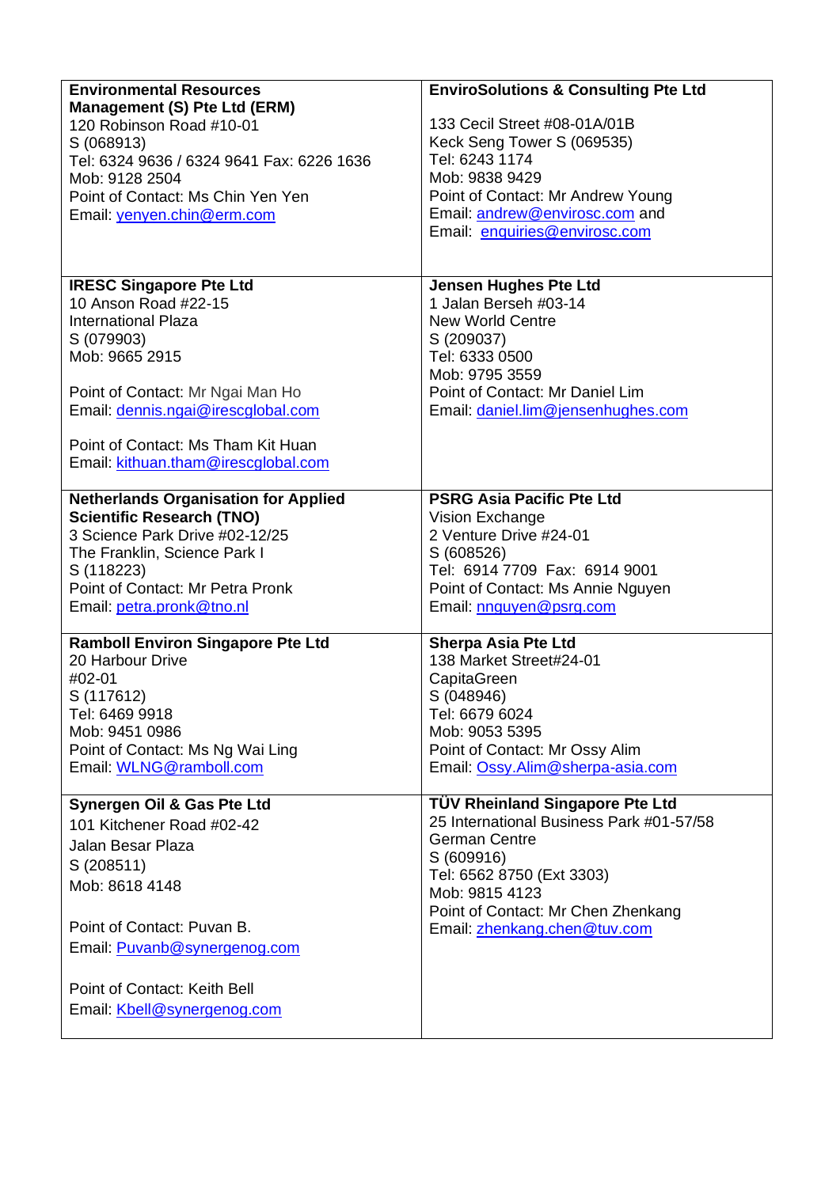| **Environmental Resources Management (S) Pte Ltd (ERM)**<br>120 Robinson Road #10-01<br>S (068913)<br>Tel: 6324 9636 / 6324 9641 Fax: 6226 1636<br>Mob: 9128 2504<br>Point of Contact: Ms Chin Yen Yen<br>Email: yenyen.chin@erm.com | **EnviroSolutions & Consulting Pte Ltd**<br><br>133 Cecil Street #08-01A/01B<br>Keck Seng Tower S (069535)<br>Tel: 6243 1174<br>Mob: 9838 9429<br>Point of Contact: Mr Andrew Young<br>Email: andrew@envirosc.com and<br>Email: enquiries@envirosc.com |
|---|---|
| **IRESC Singapore Pte Ltd**<br>10 Anson Road #22-15<br>International Plaza<br>S (079903)<br>Mob: 9665 2915<br><br>Point of Contact: Mr Ngai Man Ho<br>Email: dennis.ngai@irescglobal.com<br><br>Point of Contact: Ms Tham Kit Huan<br>Email: kithuan.tham@irescglobal.com | **Jensen Hughes Pte Ltd**<br>1 Jalan Berseh #03-14<br>New World Centre<br>S (209037)<br>Tel: 6333 0500<br>Mob: 9795 3559<br>Point of Contact: Mr Daniel Lim<br>Email: daniel.lim@jensenhughes.com |
| **Netherlands Organisation for Applied Scientific Research (TNO)**<br>3 Science Park Drive #02-12/25<br>The Franklin, Science Park I<br>S (118223)<br>Point of Contact: Mr Petra Pronk<br>Email: petra.pronk@tno.nl | **PSRG Asia Pacific Pte Ltd**<br>Vision Exchange<br>2 Venture Drive #24-01<br>S (608526)<br>Tel: 6914 7709 Fax: 6914 9001<br>Point of Contact: Ms Annie Nguyen<br>Email: nnguyen@psrg.com |
| **Ramboll Environ Singapore Pte Ltd**<br>20 Harbour Drive<br>#02-01<br>S (117612)<br>Tel: 6469 9918<br>Mob: 9451 0986<br>Point of Contact: Ms Ng Wai Ling<br>Email: WLNG@ramboll.com | **Sherpa Asia Pte Ltd**<br>138 Market Street#24-01<br>CapitaGreen<br>S (048946)<br>Tel: 6679 6024<br>Mob: 9053 5395<br>Point of Contact: Mr Ossy Alim<br>Email: Ossy.Alim@sherpa-asia.com |
| **Synergen Oil & Gas Pte Ltd**<br>101 Kitchener Road #02-42<br>Jalan Besar Plaza<br>S (208511)<br>Mob: 8618 4148<br><br>Point of Contact: Puvan B.<br>Email: Puvanb@synergenog.com<br><br>Point of Contact: Keith Bell<br>Email: Kbell@synergenog.com | **TÜV Rheinland Singapore Pte Ltd**<br>25 International Business Park #01-57/58<br>German Centre<br>S (609916)<br>Tel: 6562 8750 (Ext 3303)<br>Mob: 9815 4123<br>Point of Contact: Mr Chen Zhenkang<br>Email: zhenkang.chen@tuv.com |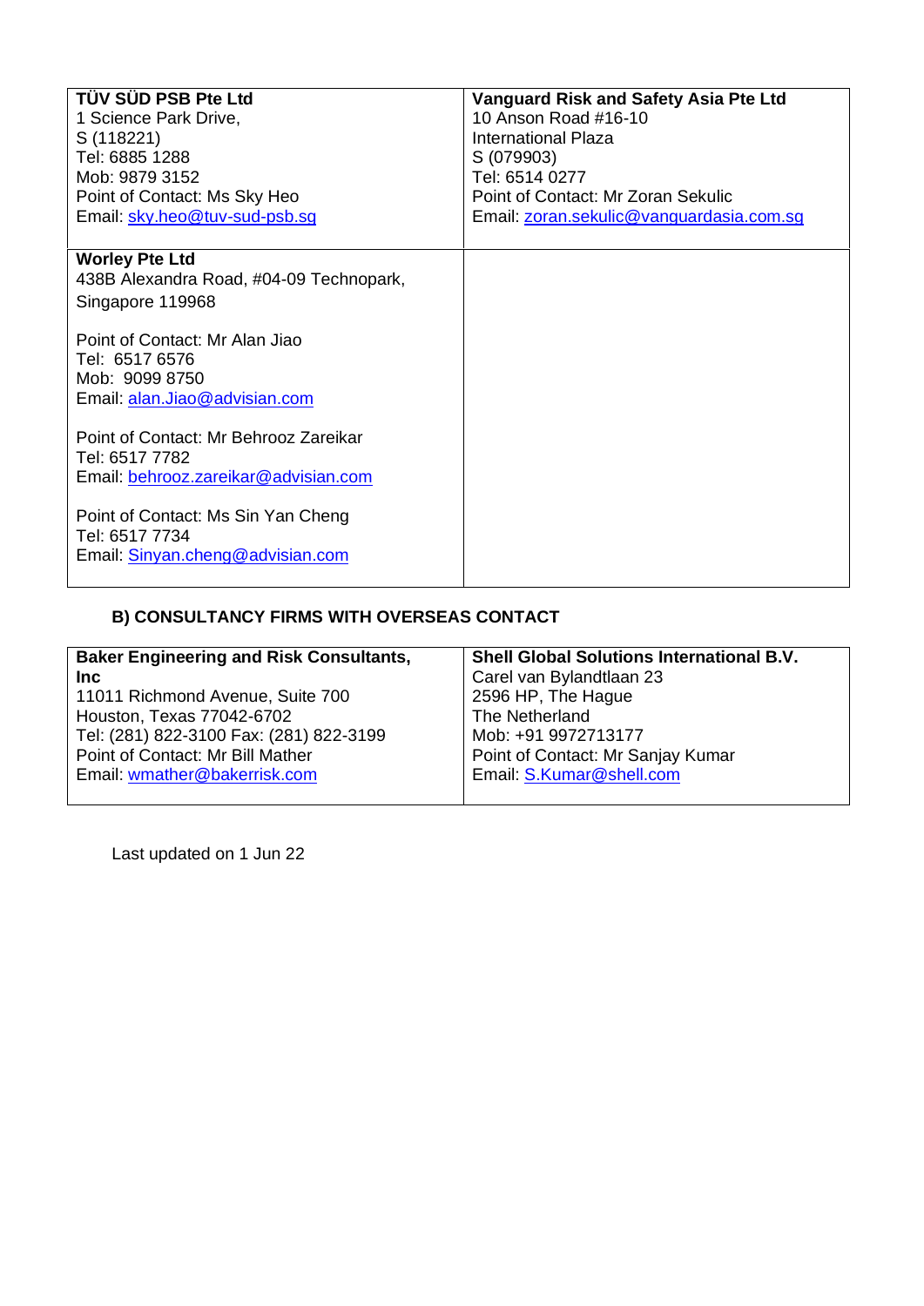| | |
|---|---|
| **TÜV SÜD PSB Pte Ltd**<br>1 Science Park Drive,<br>S (118221)<br>Tel: 6885 1288<br>Mob: 9879 3152<br>Point of Contact: Ms Sky Heo<br>Email: sky.heo@tuv-sud-psb.sg | **Vanguard Risk and Safety Asia Pte Ltd**<br>10 Anson Road #16-10<br>International Plaza<br>S (079903)<br>Tel: 6514 0277<br>Point of Contact: Mr Zoran Sekulic<br>Email: zoran.sekulic@vanguardasia.com.sg |
| **Worley Pte Ltd**<br>438B Alexandra Road, #04-09 Technopark,<br>Singapore 119968<br><br>Point of Contact: Mr Alan Jiao<br>Tel: 6517 6576<br>Mob: 9099 8750<br>Email: alan.Jiao@advisian.com<br><br>Point of Contact: Mr Behrooz Zareikar<br>Tel: 6517 7782<br>Email: behrooz.zareikar@advisian.com<br><br>Point of Contact: Ms Sin Yan Cheng<br>Tel: 6517 7734<br>Email: Sinyan.cheng@advisian.com | |

**B) CONSULTANCY FIRMS WITH OVERSEAS CONTACT**

| | |
|---|---|
| **Baker Engineering and Risk Consultants, Inc**<br>11011 Richmond Avenue, Suite 700<br>Houston, Texas 77042-6702<br>Tel: (281) 822-3100 Fax: (281) 822-3199<br>Point of Contact: Mr Bill Mather<br>Email: wmather@bakerrisk.com | **Shell Global Solutions International B.V.**<br>Carel van Bylandtlaan 23<br>2596 HP, The Hague<br>The Netherland<br>Mob: +91 9972713177<br>Point of Contact: Mr Sanjay Kumar<br>Email: S.Kumar@shell.com |

Last updated on 1 Jun 22